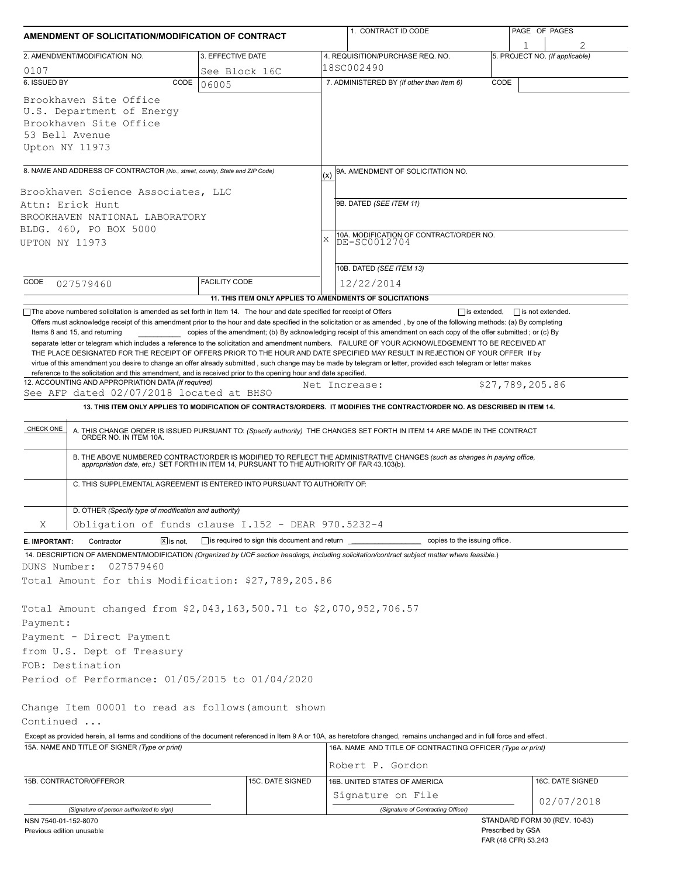# AMENDMENT OF SOLICITATION/MODIFICATION OF CONTRACT

| | | |
|---|---|---|
| 1. CONTRACT ID CODE | | PAGE OF PAGES 1 2 |
| 2. AMENDMENT/MODIFICATION NO. 0107 | 3. EFFECTIVE DATE See Block 16C | 4. REQUISITION/PURCHASE REQ. NO. 18SC002490 | 
| 5. PROJECT NO. (If applicable) | | |
| 6. ISSUED BY CODE 06005 | 7. ADMINISTERED BY (If other than Item 6) CODE | |

**6. ISSUED BY**

Brookhaven Site Office
U.S. Department of Energy
Brookhaven Site Office
53 Bell Avenue
Upton NY 11973

**8. NAME AND ADDRESS OF CONTRACTOR** (No., street, county, State and ZIP Code)

Brookhaven Science Associates, LLC
Attn: Erick Hunt
BROOKHAVEN NATIONAL LABORATORY
BLDG. 460, PO BOX 5000
UPTON NY 11973

CODE 027579460 FACILITY CODE

(x) 9A. AMENDMENT OF SOLICITATION NO.

9B. DATED (SEE ITEM 11)

X 10A. MODIFICATION OF CONTRACT/ORDER NO. DE-SC0012704

10B. DATED (SEE ITEM 13) 12/22/2014

**11. THIS ITEM ONLY APPLIES TO AMENDMENTS OF SOLICITATIONS**

☐ The above numbered solicitation is amended as set forth in Item 14. The hour and date specified for receipt of Offers ☐ is extended, ☐ is not extended.

Offers must acknowledge receipt of this amendment prior to the hour and date specified in the solicitation or as amended , by one of the following methods: (a) By completing Items 8 and 15, and returning \_\_\_\_\_\_ copies of the amendment; (b) By acknowledging receipt of this amendment on each copy of the offer submitted ; or (c) By separate letter or telegram which includes a reference to the solicitation and amendment numbers. FAILURE OF YOUR ACKNOWLEDGEMENT TO BE RECEIVED AT THE PLACE DESIGNATED FOR THE RECEIPT OF OFFERS PRIOR TO THE HOUR AND DATE SPECIFIED MAY RESULT IN REJECTION OF YOUR OFFER If by virtue of this amendment you desire to change an offer already submitted , such change may be made by telegram or letter, provided each telegram or letter makes reference to the solicitation and this amendment, and is received prior to the opening hour and date specified.

**12. ACCOUNTING AND APPROPRIATION DATA** (If required)
See AFP dated 02/07/2018 located at BHSO — Net Increase: $27,789,205.86

**13. THIS ITEM ONLY APPLIES TO MODIFICATION OF CONTRACTS/ORDERS. IT MODIFIES THE CONTRACT/ORDER NO. AS DESCRIBED IN ITEM 14.**

| CHECK ONE | |
|---|---|
| | A. THIS CHANGE ORDER IS ISSUED PURSUANT TO: (Specify authority) THE CHANGES SET FORTH IN ITEM 14 ARE MADE IN THE CONTRACT ORDER NO. IN ITEM 10A. |
| | B. THE ABOVE NUMBERED CONTRACT/ORDER IS MODIFIED TO REFLECT THE ADMINISTRATIVE CHANGES (such as changes in paying office, appropriation date, etc.) SET FORTH IN ITEM 14, PURSUANT TO THE AUTHORITY OF FAR 43.103(b). |
| | C. THIS SUPPLEMENTAL AGREEMENT IS ENTERED INTO PURSUANT TO AUTHORITY OF: |
| X | D. OTHER (Specify type of modification and authority) Obligation of funds clause I.152 - DEAR 970.5232-4 |

**E. IMPORTANT:** Contractor ☒ is not, ☐ is required to sign this document and return \_\_\_\_\_\_ copies to the issuing office.

**14. DESCRIPTION OF AMENDMENT/MODIFICATION** (Organized by UCF section headings, including solicitation/contract subject matter where feasible.)

DUNS Number: 027579460
Total Amount for this Modification: $27,789,205.86

Total Amount changed from $2,043,163,500.71 to $2,070,952,706.57
Payment:
Payment - Direct Payment
from U.S. Dept of Treasury
FOB: Destination
Period of Performance: 01/05/2015 to 01/04/2020

Change Item 00001 to read as follows(amount shown
Continued ...

Except as provided herein, all terms and conditions of the document referenced in Item 9 A or 10A, as heretofore changed, remains unchanged and in full force and effect.

| 15A. NAME AND TITLE OF SIGNER (Type or print) | | 16A. NAME AND TITLE OF CONTRACTING OFFICER (Type or print) | |
|---|---|---|---|
| | | Robert P. Gordon | |
| 15B. CONTRACTOR/OFFEROR | 15C. DATE SIGNED | 16B. UNITED STATES OF AMERICA | 16C. DATE SIGNED |
| (Signature of person authorized to sign) | | Signature on File (Signature of Contracting Officer) | 02/07/2018 |

NSN 7540-01-152-8070
Previous edition unusable

STANDARD FORM 30 (REV. 10-83)
Prescribed by GSA
FAR (48 CFR) 53.243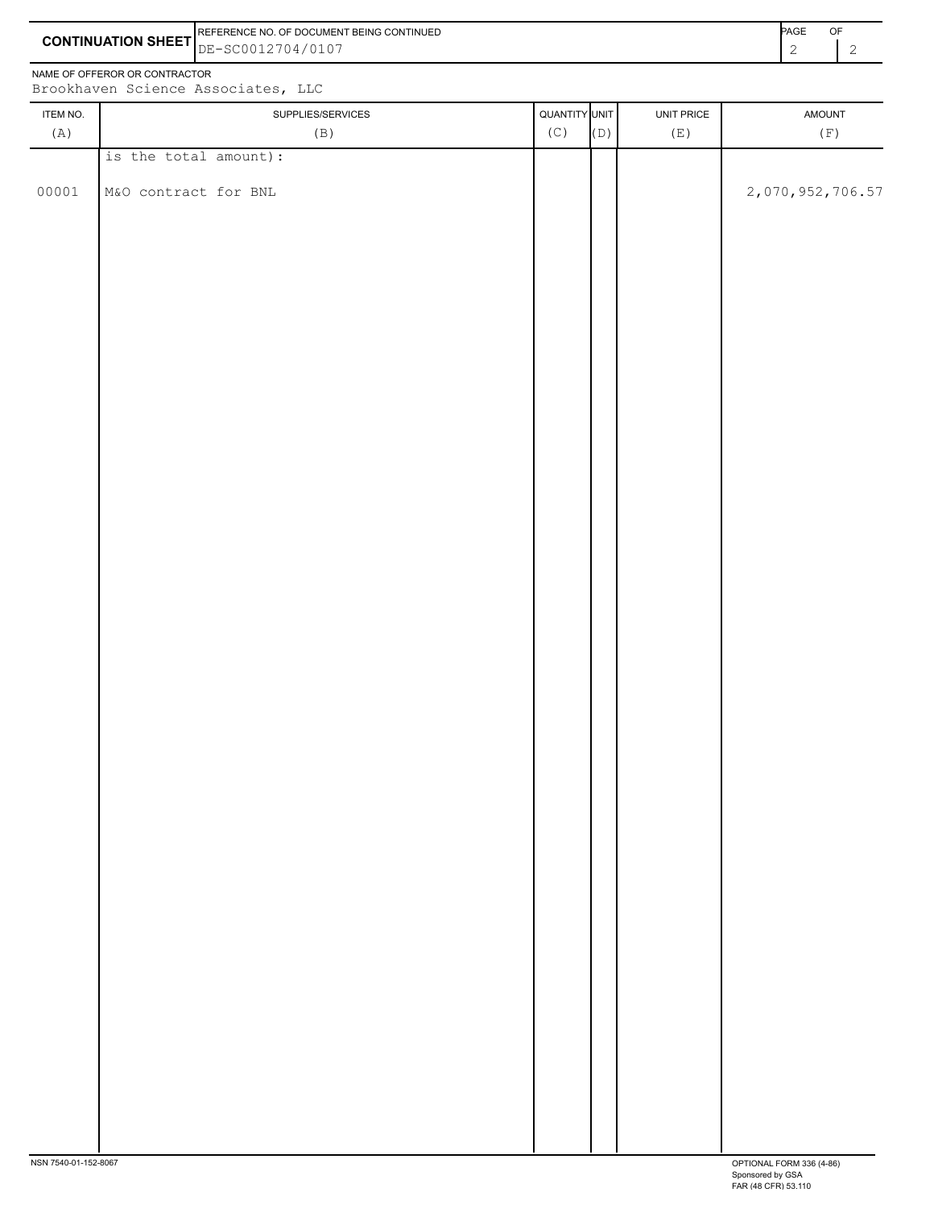**CONTINUATION SHEET**

REFERENCE NO. OF DOCUMENT BEING CONTINUED: DE-SC0012704/0107

NAME OF OFFEROR OR CONTRACTOR: Brookhaven Science Associates, LLC

| ITEM NO. (A) | SUPPLIES/SERVICES (B) | QUANTITY (C) | UNIT (D) | UNIT PRICE (E) | AMOUNT (F) |
|---|---|---|---|---|---|
| | is the total amount): | | | | |
| 00001 | M&O contract for BNL | | | | 2,070,952,706.57 |

NSN 7540-01-152-8067

OPTIONAL FORM 336 (4-86)
Sponsored by GSA
FAR (48 CFR) 53.110